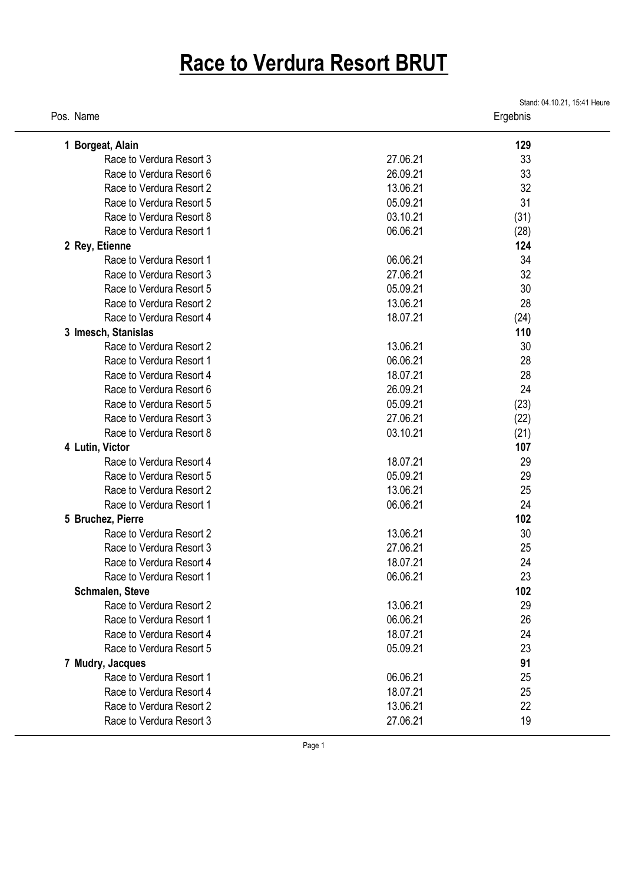# Race to Verdura Resort BRUT

Stand: 04.10.21, 15:41 Heure

| Pos. | Name | | Ergebnis |
|---|---|---|---|
| 1 | **Borgeat, Alain** | | **129** |
| | Race to Verdura Resort 3 | 27.06.21 | 33 |
| | Race to Verdura Resort 6 | 26.09.21 | 33 |
| | Race to Verdura Resort 2 | 13.06.21 | 32 |
| | Race to Verdura Resort 5 | 05.09.21 | 31 |
| | Race to Verdura Resort 8 | 03.10.21 | (31) |
| | Race to Verdura Resort 1 | 06.06.21 | (28) |
| 2 | **Rey, Etienne** | | **124** |
| | Race to Verdura Resort 1 | 06.06.21 | 34 |
| | Race to Verdura Resort 3 | 27.06.21 | 32 |
| | Race to Verdura Resort 5 | 05.09.21 | 30 |
| | Race to Verdura Resort 2 | 13.06.21 | 28 |
| | Race to Verdura Resort 4 | 18.07.21 | (24) |
| 3 | **Imesch, Stanislas** | | **110** |
| | Race to Verdura Resort 2 | 13.06.21 | 30 |
| | Race to Verdura Resort 1 | 06.06.21 | 28 |
| | Race to Verdura Resort 4 | 18.07.21 | 28 |
| | Race to Verdura Resort 6 | 26.09.21 | 24 |
| | Race to Verdura Resort 5 | 05.09.21 | (23) |
| | Race to Verdura Resort 3 | 27.06.21 | (22) |
| | Race to Verdura Resort 8 | 03.10.21 | (21) |
| 4 | **Lutin, Victor** | | **107** |
| | Race to Verdura Resort 4 | 18.07.21 | 29 |
| | Race to Verdura Resort 5 | 05.09.21 | 29 |
| | Race to Verdura Resort 2 | 13.06.21 | 25 |
| | Race to Verdura Resort 1 | 06.06.21 | 24 |
| 5 | **Bruchez, Pierre** | | **102** |
| | Race to Verdura Resort 2 | 13.06.21 | 30 |
| | Race to Verdura Resort 3 | 27.06.21 | 25 |
| | Race to Verdura Resort 4 | 18.07.21 | 24 |
| | Race to Verdura Resort 1 | 06.06.21 | 23 |
| | **Schmalen, Steve** | | **102** |
| | Race to Verdura Resort 2 | 13.06.21 | 29 |
| | Race to Verdura Resort 1 | 06.06.21 | 26 |
| | Race to Verdura Resort 4 | 18.07.21 | 24 |
| | Race to Verdura Resort 5 | 05.09.21 | 23 |
| 7 | **Mudry, Jacques** | | **91** |
| | Race to Verdura Resort 1 | 06.06.21 | 25 |
| | Race to Verdura Resort 4 | 18.07.21 | 25 |
| | Race to Verdura Resort 2 | 13.06.21 | 22 |
| | Race to Verdura Resort 3 | 27.06.21 | 19 |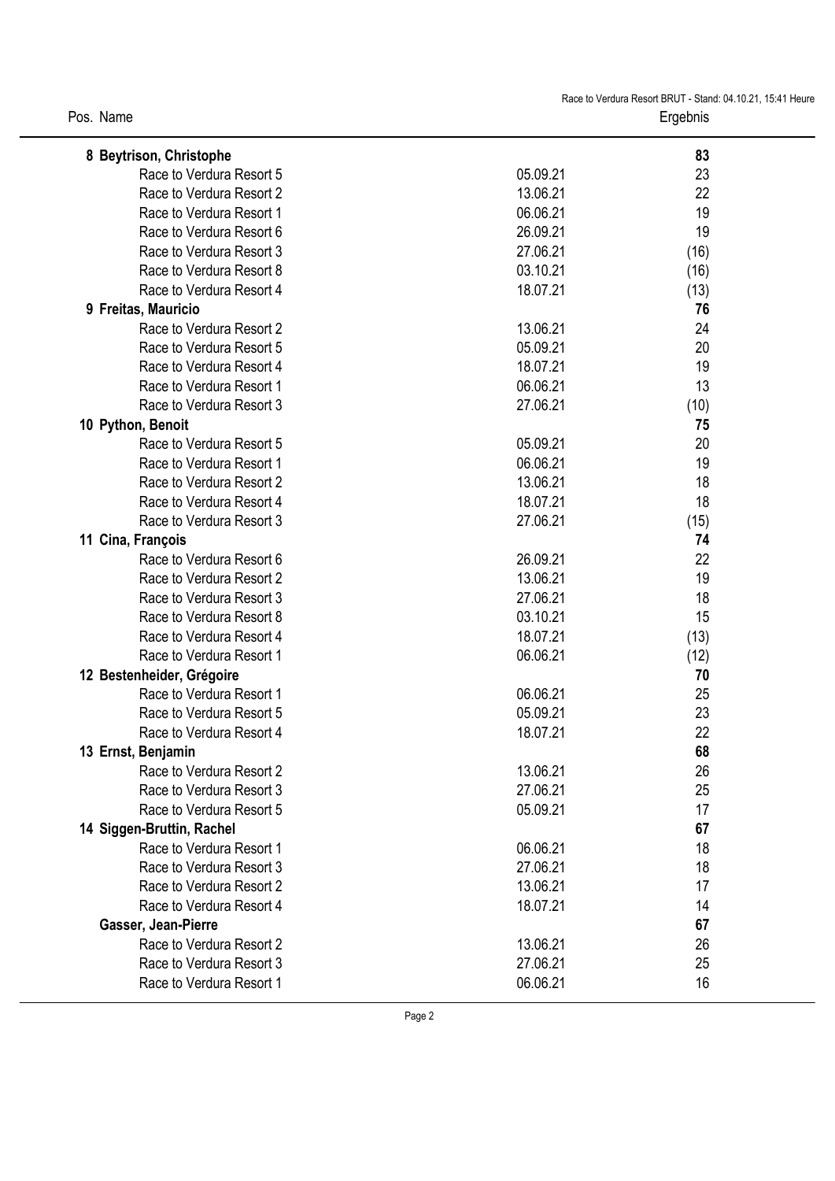| Pos. | Name | | Ergebnis |
|---|---|---|---|
| **8** | **Beytrison, Christophe** | | **83** |
| | Race to Verdura Resort 5 | 05.09.21 | 23 |
| | Race to Verdura Resort 2 | 13.06.21 | 22 |
| | Race to Verdura Resort 1 | 06.06.21 | 19 |
| | Race to Verdura Resort 6 | 26.09.21 | 19 |
| | Race to Verdura Resort 3 | 27.06.21 | (16) |
| | Race to Verdura Resort 8 | 03.10.21 | (16) |
| | Race to Verdura Resort 4 | 18.07.21 | (13) |
| **9** | **Freitas, Mauricio** | | **76** |
| | Race to Verdura Resort 2 | 13.06.21 | 24 |
| | Race to Verdura Resort 5 | 05.09.21 | 20 |
| | Race to Verdura Resort 4 | 18.07.21 | 19 |
| | Race to Verdura Resort 1 | 06.06.21 | 13 |
| | Race to Verdura Resort 3 | 27.06.21 | (10) |
| **10** | **Python, Benoit** | | **75** |
| | Race to Verdura Resort 5 | 05.09.21 | 20 |
| | Race to Verdura Resort 1 | 06.06.21 | 19 |
| | Race to Verdura Resort 2 | 13.06.21 | 18 |
| | Race to Verdura Resort 4 | 18.07.21 | 18 |
| | Race to Verdura Resort 3 | 27.06.21 | (15) |
| **11** | **Cina, François** | | **74** |
| | Race to Verdura Resort 6 | 26.09.21 | 22 |
| | Race to Verdura Resort 2 | 13.06.21 | 19 |
| | Race to Verdura Resort 3 | 27.06.21 | 18 |
| | Race to Verdura Resort 8 | 03.10.21 | 15 |
| | Race to Verdura Resort 4 | 18.07.21 | (13) |
| | Race to Verdura Resort 1 | 06.06.21 | (12) |
| **12** | **Bestenheider, Grégoire** | | **70** |
| | Race to Verdura Resort 1 | 06.06.21 | 25 |
| | Race to Verdura Resort 5 | 05.09.21 | 23 |
| | Race to Verdura Resort 4 | 18.07.21 | 22 |
| **13** | **Ernst, Benjamin** | | **68** |
| | Race to Verdura Resort 2 | 13.06.21 | 26 |
| | Race to Verdura Resort 3 | 27.06.21 | 25 |
| | Race to Verdura Resort 5 | 05.09.21 | 17 |
| **14** | **Siggen-Bruttin, Rachel** | | **67** |
| | Race to Verdura Resort 1 | 06.06.21 | 18 |
| | Race to Verdura Resort 3 | 27.06.21 | 18 |
| | Race to Verdura Resort 2 | 13.06.21 | 17 |
| | Race to Verdura Resort 4 | 18.07.21 | 14 |
| | **Gasser, Jean-Pierre** | | **67** |
| | Race to Verdura Resort 2 | 13.06.21 | 26 |
| | Race to Verdura Resort 3 | 27.06.21 | 25 |
| | Race to Verdura Resort 1 | 06.06.21 | 16 |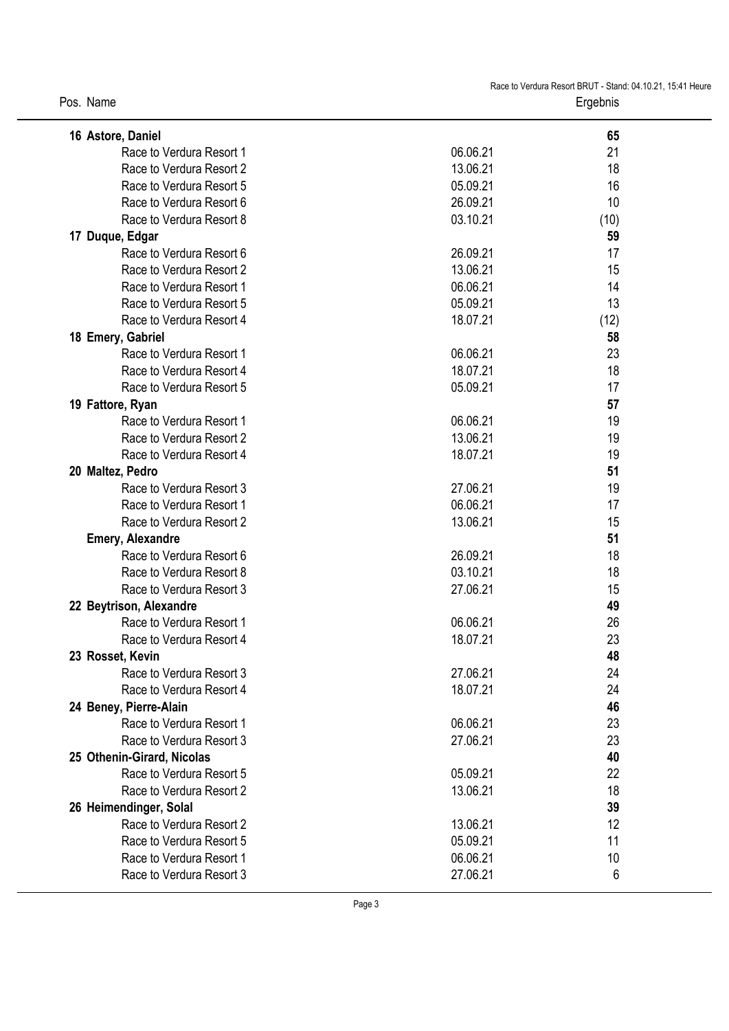| Pos. | Name | | Ergebnis |
|---|---|---|---|
| **16** | **Astore, Daniel** | | **65** |
| | Race to Verdura Resort 1 | 06.06.21 | 21 |
| | Race to Verdura Resort 2 | 13.06.21 | 18 |
| | Race to Verdura Resort 5 | 05.09.21 | 16 |
| | Race to Verdura Resort 6 | 26.09.21 | 10 |
| | Race to Verdura Resort 8 | 03.10.21 | (10) |
| **17** | **Duque, Edgar** | | **59** |
| | Race to Verdura Resort 6 | 26.09.21 | 17 |
| | Race to Verdura Resort 2 | 13.06.21 | 15 |
| | Race to Verdura Resort 1 | 06.06.21 | 14 |
| | Race to Verdura Resort 5 | 05.09.21 | 13 |
| | Race to Verdura Resort 4 | 18.07.21 | (12) |
| **18** | **Emery, Gabriel** | | **58** |
| | Race to Verdura Resort 1 | 06.06.21 | 23 |
| | Race to Verdura Resort 4 | 18.07.21 | 18 |
| | Race to Verdura Resort 5 | 05.09.21 | 17 |
| **19** | **Fattore, Ryan** | | **57** |
| | Race to Verdura Resort 1 | 06.06.21 | 19 |
| | Race to Verdura Resort 2 | 13.06.21 | 19 |
| | Race to Verdura Resort 4 | 18.07.21 | 19 |
| **20** | **Maltez, Pedro** | | **51** |
| | Race to Verdura Resort 3 | 27.06.21 | 19 |
| | Race to Verdura Resort 1 | 06.06.21 | 17 |
| | Race to Verdura Resort 2 | 13.06.21 | 15 |
| | **Emery, Alexandre** | | **51** |
| | Race to Verdura Resort 6 | 26.09.21 | 18 |
| | Race to Verdura Resort 8 | 03.10.21 | 18 |
| | Race to Verdura Resort 3 | 27.06.21 | 15 |
| **22** | **Beytrison, Alexandre** | | **49** |
| | Race to Verdura Resort 1 | 06.06.21 | 26 |
| | Race to Verdura Resort 4 | 18.07.21 | 23 |
| **23** | **Rosset, Kevin** | | **48** |
| | Race to Verdura Resort 3 | 27.06.21 | 24 |
| | Race to Verdura Resort 4 | 18.07.21 | 24 |
| **24** | **Beney, Pierre-Alain** | | **46** |
| | Race to Verdura Resort 1 | 06.06.21 | 23 |
| | Race to Verdura Resort 3 | 27.06.21 | 23 |
| **25** | **Othenin-Girard, Nicolas** | | **40** |
| | Race to Verdura Resort 5 | 05.09.21 | 22 |
| | Race to Verdura Resort 2 | 13.06.21 | 18 |
| **26** | **Heimendinger, Solal** | | **39** |
| | Race to Verdura Resort 2 | 13.06.21 | 12 |
| | Race to Verdura Resort 5 | 05.09.21 | 11 |
| | Race to Verdura Resort 1 | 06.06.21 | 10 |
| | Race to Verdura Resort 3 | 27.06.21 | 6 |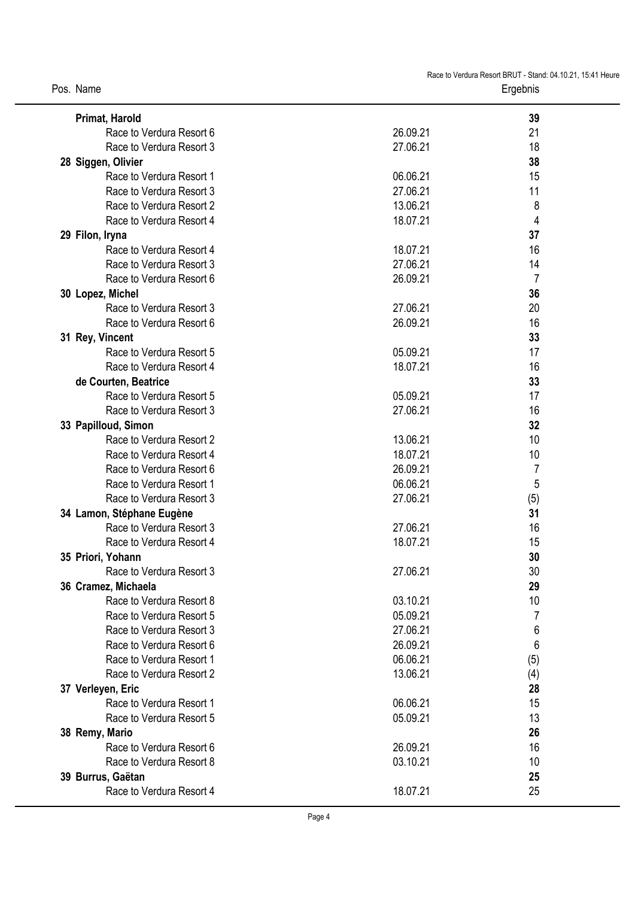| Pos. | Name | | Ergebnis |
|---|---|---|---|
| | **Primat, Harold** | | **39** |
| | Race to Verdura Resort 6 | 26.09.21 | 21 |
| | Race to Verdura Resort 3 | 27.06.21 | 18 |
| 28 | **Siggen, Olivier** | | **38** |
| | Race to Verdura Resort 1 | 06.06.21 | 15 |
| | Race to Verdura Resort 3 | 27.06.21 | 11 |
| | Race to Verdura Resort 2 | 13.06.21 | 8 |
| | Race to Verdura Resort 4 | 18.07.21 | 4 |
| 29 | **Filon, Iryna** | | **37** |
| | Race to Verdura Resort 4 | 18.07.21 | 16 |
| | Race to Verdura Resort 3 | 27.06.21 | 14 |
| | Race to Verdura Resort 6 | 26.09.21 | 7 |
| 30 | **Lopez, Michel** | | **36** |
| | Race to Verdura Resort 3 | 27.06.21 | 20 |
| | Race to Verdura Resort 6 | 26.09.21 | 16 |
| 31 | **Rey, Vincent** | | **33** |
| | Race to Verdura Resort 5 | 05.09.21 | 17 |
| | Race to Verdura Resort 4 | 18.07.21 | 16 |
| | **de Courten, Beatrice** | | **33** |
| | Race to Verdura Resort 5 | 05.09.21 | 17 |
| | Race to Verdura Resort 3 | 27.06.21 | 16 |
| 33 | **Papilloud, Simon** | | **32** |
| | Race to Verdura Resort 2 | 13.06.21 | 10 |
| | Race to Verdura Resort 4 | 18.07.21 | 10 |
| | Race to Verdura Resort 6 | 26.09.21 | 7 |
| | Race to Verdura Resort 1 | 06.06.21 | 5 |
| | Race to Verdura Resort 3 | 27.06.21 | (5) |
| 34 | **Lamon, Stéphane Eugène** | | **31** |
| | Race to Verdura Resort 3 | 27.06.21 | 16 |
| | Race to Verdura Resort 4 | 18.07.21 | 15 |
| 35 | **Priori, Yohann** | | **30** |
| | Race to Verdura Resort 3 | 27.06.21 | 30 |
| 36 | **Cramez, Michaela** | | **29** |
| | Race to Verdura Resort 8 | 03.10.21 | 10 |
| | Race to Verdura Resort 5 | 05.09.21 | 7 |
| | Race to Verdura Resort 3 | 27.06.21 | 6 |
| | Race to Verdura Resort 6 | 26.09.21 | 6 |
| | Race to Verdura Resort 1 | 06.06.21 | (5) |
| | Race to Verdura Resort 2 | 13.06.21 | (4) |
| 37 | **Verleyen, Eric** | | **28** |
| | Race to Verdura Resort 1 | 06.06.21 | 15 |
| | Race to Verdura Resort 5 | 05.09.21 | 13 |
| 38 | **Remy, Mario** | | **26** |
| | Race to Verdura Resort 6 | 26.09.21 | 16 |
| | Race to Verdura Resort 8 | 03.10.21 | 10 |
| 39 | **Burrus, Gaëtan** | | **25** |
| | Race to Verdura Resort 4 | 18.07.21 | 25 |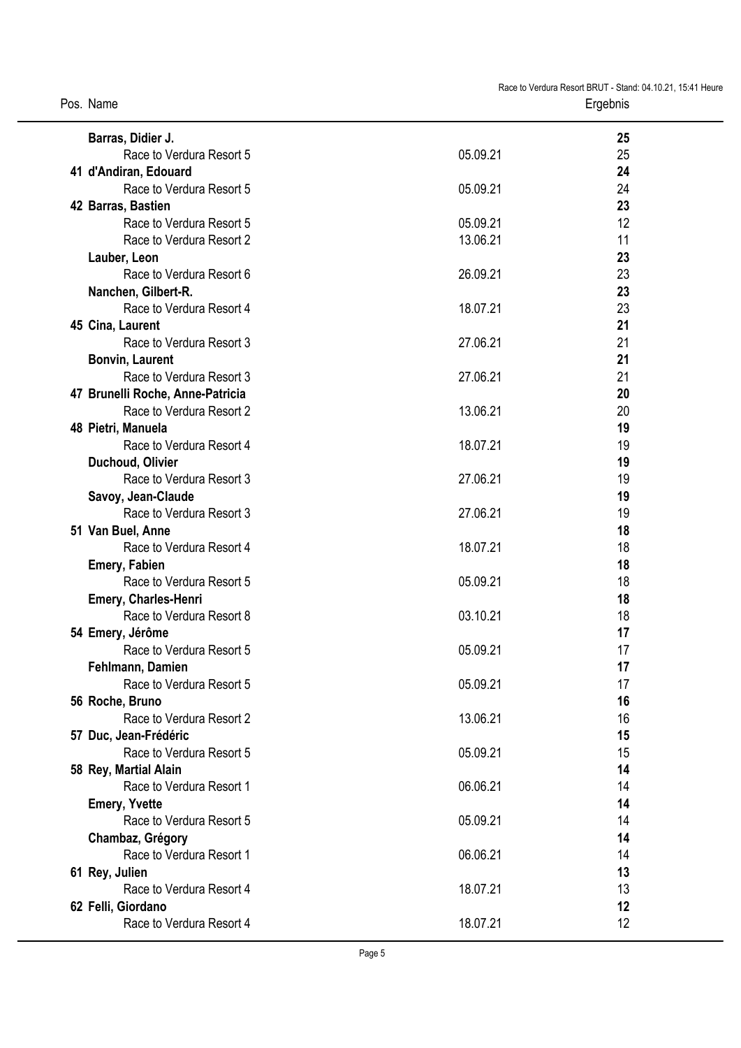| Pos. | Name | | Ergebnis |
|---|---|---|---|
| | **Barras, Didier J.** | | **25** |
| | Race to Verdura Resort 5 | 05.09.21 | 25 |
| 41 | **d'Andiran, Edouard** | | **24** |
| | Race to Verdura Resort 5 | 05.09.21 | 24 |
| 42 | **Barras, Bastien** | | **23** |
| | Race to Verdura Resort 5 | 05.09.21 | 12 |
| | Race to Verdura Resort 2 | 13.06.21 | 11 |
| | **Lauber, Leon** | | **23** |
| | Race to Verdura Resort 6 | 26.09.21 | 23 |
| | **Nanchen, Gilbert-R.** | | **23** |
| | Race to Verdura Resort 4 | 18.07.21 | 23 |
| 45 | **Cina, Laurent** | | **21** |
| | Race to Verdura Resort 3 | 27.06.21 | 21 |
| | **Bonvin, Laurent** | | **21** |
| | Race to Verdura Resort 3 | 27.06.21 | 21 |
| 47 | **Brunelli Roche, Anne-Patricia** | | **20** |
| | Race to Verdura Resort 2 | 13.06.21 | 20 |
| 48 | **Pietri, Manuela** | | **19** |
| | Race to Verdura Resort 4 | 18.07.21 | 19 |
| | **Duchoud, Olivier** | | **19** |
| | Race to Verdura Resort 3 | 27.06.21 | 19 |
| | **Savoy, Jean-Claude** | | **19** |
| | Race to Verdura Resort 3 | 27.06.21 | 19 |
| 51 | **Van Buel, Anne** | | **18** |
| | Race to Verdura Resort 4 | 18.07.21 | 18 |
| | **Emery, Fabien** | | **18** |
| | Race to Verdura Resort 5 | 05.09.21 | 18 |
| | **Emery, Charles-Henri** | | **18** |
| | Race to Verdura Resort 8 | 03.10.21 | 18 |
| 54 | **Emery, Jérôme** | | **17** |
| | Race to Verdura Resort 5 | 05.09.21 | 17 |
| | **Fehlmann, Damien** | | **17** |
| | Race to Verdura Resort 5 | 05.09.21 | 17 |
| 56 | **Roche, Bruno** | | **16** |
| | Race to Verdura Resort 2 | 13.06.21 | 16 |
| 57 | **Duc, Jean-Frédéric** | | **15** |
| | Race to Verdura Resort 5 | 05.09.21 | 15 |
| 58 | **Rey, Martial Alain** | | **14** |
| | Race to Verdura Resort 1 | 06.06.21 | 14 |
| | **Emery, Yvette** | | **14** |
| | Race to Verdura Resort 5 | 05.09.21 | 14 |
| | **Chambaz, Grégory** | | **14** |
| | Race to Verdura Resort 1 | 06.06.21 | 14 |
| 61 | **Rey, Julien** | | **13** |
| | Race to Verdura Resort 4 | 18.07.21 | 13 |
| 62 | **Felli, Giordano** | | **12** |
| | Race to Verdura Resort 4 | 18.07.21 | 12 |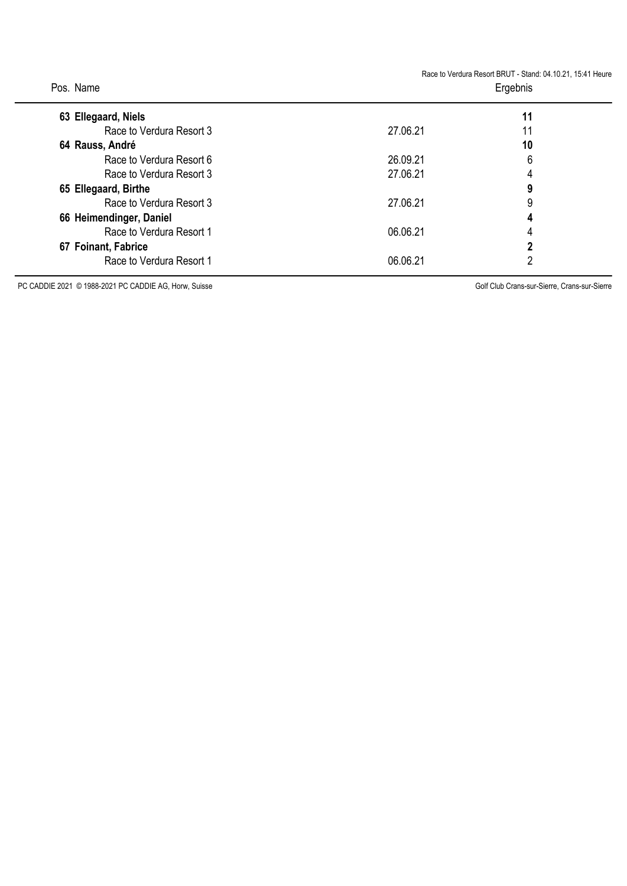| Pos. Name | | Ergebnis |
|---|---|---|
| **63 Ellegaard, Niels** | | **11** |
| Race to Verdura Resort 3 | 27.06.21 | 11 |
| **64 Rauss, André** | | **10** |
| Race to Verdura Resort 6 | 26.09.21 | 6 |
| Race to Verdura Resort 3 | 27.06.21 | 4 |
| **65 Ellegaard, Birthe** | | **9** |
| Race to Verdura Resort 3 | 27.06.21 | 9 |
| **66 Heimendinger, Daniel** | | **4** |
| Race to Verdura Resort 1 | 06.06.21 | 4 |
| **67 Foinant, Fabrice** | | **2** |
| Race to Verdura Resort 1 | 06.06.21 | 2 |